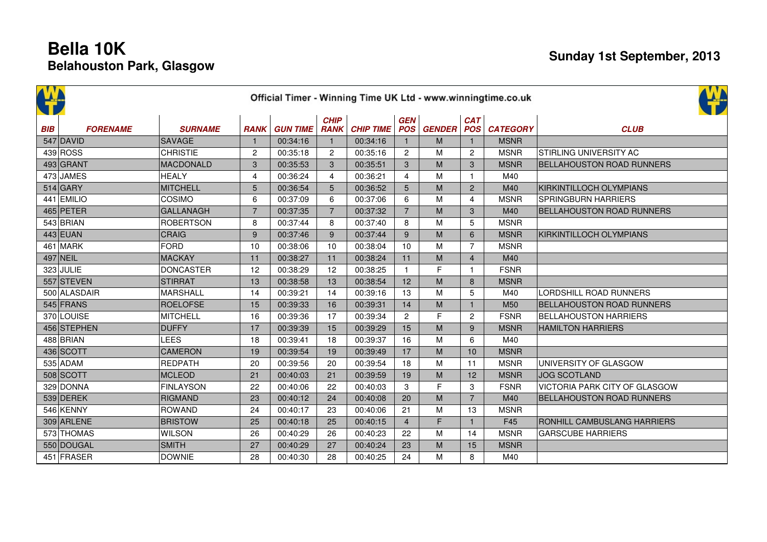# Bella 10K
## Belahouston Park, Glasgow

**Sunday 1st September, 2013**

Official Timer - Winning Time UK Ltd - www.winningtime.co.uk

| BIB | FORENAME | SURNAME | RANK | GUN TIME | CHIP RANK | CHIP TIME | GEN POS | GENDER | CAT POS | CATEGORY | CLUB |
|---|---|---|---|---|---|---|---|---|---|---|---|
| 547 | DAVID | SAVAGE | 1 | 00:34:16 | 1 | 00:34:16 | 1 | M | 1 | MSNR | |
| 439 | ROSS | CHRISTIE | 2 | 00:35:18 | 2 | 00:35:16 | 2 | M | 2 | MSNR | STIRLING UNIVERSITY AC |
| 493 | GRANT | MACDONALD | 3 | 00:35:53 | 3 | 00:35:51 | 3 | M | 3 | MSNR | BELLAHOUSTON ROAD RUNNERS |
| 473 | JAMES | HEALY | 4 | 00:36:24 | 4 | 00:36:21 | 4 | M | 1 | M40 | |
| 514 | GARY | MITCHELL | 5 | 00:36:54 | 5 | 00:36:52 | 5 | M | 2 | M40 | KIRKINTILLOCH OLYMPIANS |
| 441 | EMILIO | COSIMO | 6 | 00:37:09 | 6 | 00:37:06 | 6 | M | 4 | MSNR | SPRINGBURN HARRIERS |
| 465 | PETER | GALLANAGH | 7 | 00:37:35 | 7 | 00:37:32 | 7 | M | 3 | M40 | BELLAHOUSTON ROAD RUNNERS |
| 543 | BRIAN | ROBERTSON | 8 | 00:37:44 | 8 | 00:37:40 | 8 | M | 5 | MSNR | |
| 443 | EUAN | CRAIG | 9 | 00:37:46 | 9 | 00:37:44 | 9 | M | 6 | MSNR | KIRKINTILLOCH OLYMPIANS |
| 461 | MARK | FORD | 10 | 00:38:06 | 10 | 00:38:04 | 10 | M | 7 | MSNR | |
| 497 | NEIL | MACKAY | 11 | 00:38:27 | 11 | 00:38:24 | 11 | M | 4 | M40 | |
| 323 | JULIE | DONCASTER | 12 | 00:38:29 | 12 | 00:38:25 | 1 | F | 1 | FSNR | |
| 557 | STEVEN | STIRRAT | 13 | 00:38:58 | 13 | 00:38:54 | 12 | M | 8 | MSNR | |
| 500 | ALASDAIR | MARSHALL | 14 | 00:39:21 | 14 | 00:39:16 | 13 | M | 5 | M40 | LORDSHILL ROAD RUNNERS |
| 545 | FRANS | ROELOFSE | 15 | 00:39:33 | 16 | 00:39:31 | 14 | M | 1 | M50 | BELLAHOUSTON ROAD RUNNERS |
| 370 | LOUISE | MITCHELL | 16 | 00:39:36 | 17 | 00:39:34 | 2 | F | 2 | FSNR | BELLAHOUSTON HARRIERS |
| 456 | STEPHEN | DUFFY | 17 | 00:39:39 | 15 | 00:39:29 | 15 | M | 9 | MSNR | HAMILTON HARRIERS |
| 488 | BRIAN | LEES | 18 | 00:39:41 | 18 | 00:39:37 | 16 | M | 6 | M40 | |
| 436 | SCOTT | CAMERON | 19 | 00:39:54 | 19 | 00:39:49 | 17 | M | 10 | MSNR | |
| 535 | ADAM | REDPATH | 20 | 00:39:56 | 20 | 00:39:54 | 18 | M | 11 | MSNR | UNIVERSITY OF GLASGOW |
| 508 | SCOTT | MCLEOD | 21 | 00:40:03 | 21 | 00:39:59 | 19 | M | 12 | MSNR | JOG SCOTLAND |
| 329 | DONNA | FINLAYSON | 22 | 00:40:06 | 22 | 00:40:03 | 3 | F | 3 | FSNR | VICTORIA PARK CITY OF GLASGOW |
| 539 | DEREK | RIGMAND | 23 | 00:40:12 | 24 | 00:40:08 | 20 | M | 7 | M40 | BELLAHOUSTON ROAD RUNNERS |
| 546 | KENNY | ROWAND | 24 | 00:40:17 | 23 | 00:40:06 | 21 | M | 13 | MSNR | |
| 309 | ARLENE | BRISTOW | 25 | 00:40:18 | 25 | 00:40:15 | 4 | F | 1 | F45 | RONHILL CAMBUSLANG HARRIERS |
| 573 | THOMAS | WILSON | 26 | 00:40:29 | 26 | 00:40:23 | 22 | M | 14 | MSNR | GARSCUBE HARRIERS |
| 550 | DOUGAL | SMITH | 27 | 00:40:29 | 27 | 00:40:24 | 23 | M | 15 | MSNR | |
| 451 | FRASER | DOWNIE | 28 | 00:40:30 | 28 | 00:40:25 | 24 | M | 8 | M40 | |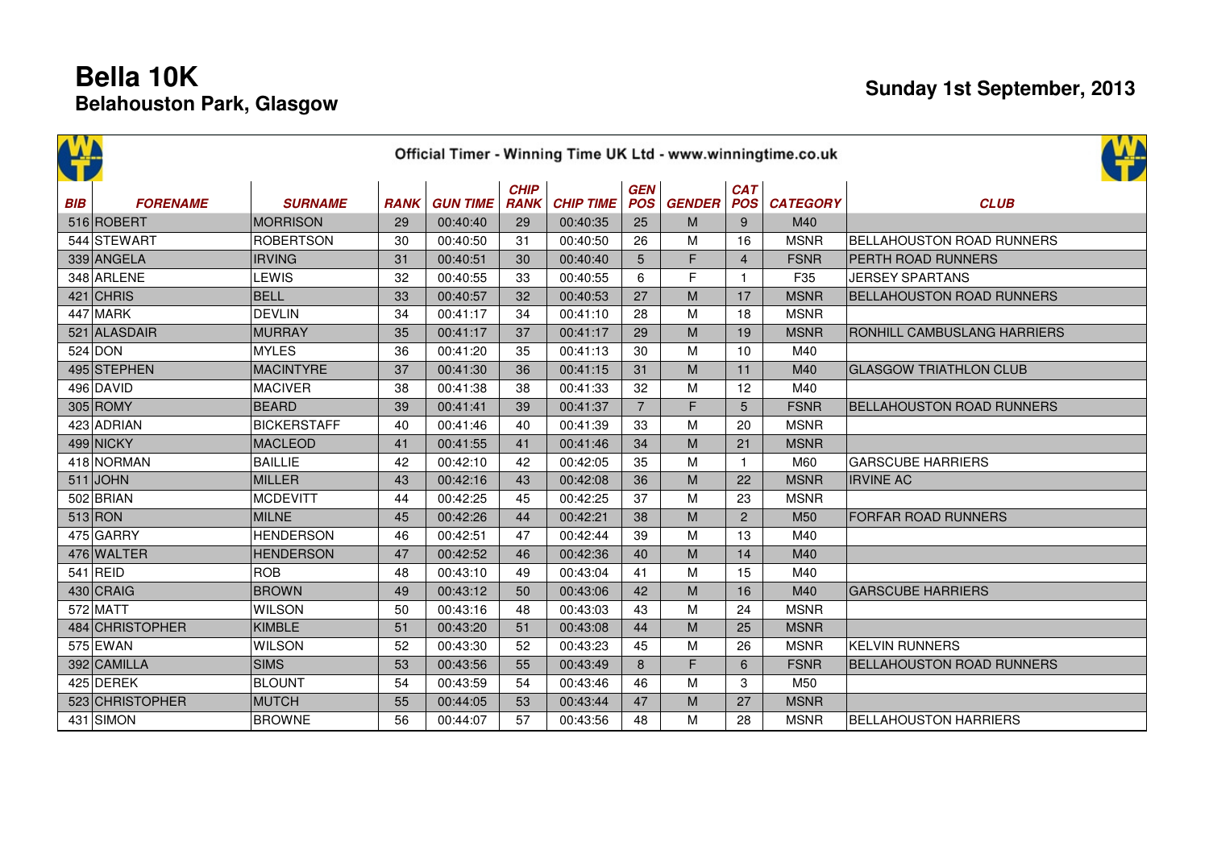# Bella 10K

## Belahouston Park, Glasgow

**Sunday 1st September, 2013**

Official Timer - Winning Time UK Ltd - www.winningtime.co.uk

| BIB | FORENAME | SURNAME | RANK | GUN TIME | CHIP RANK | CHIP TIME | GEN POS | GENDER | CAT POS | CATEGORY | CLUB |
|---|---|---|---|---|---|---|---|---|---|---|---|
| 516 | ROBERT | MORRISON | 29 | 00:40:40 | 29 | 00:40:35 | 25 | M | 9 | M40 | |
| 544 | STEWART | ROBERTSON | 30 | 00:40:50 | 31 | 00:40:50 | 26 | M | 16 | MSNR | BELLAHOUSTON ROAD RUNNERS |
| 339 | ANGELA | IRVING | 31 | 00:40:51 | 30 | 00:40:40 | 5 | F | 4 | FSNR | PERTH ROAD RUNNERS |
| 348 | ARLENE | LEWIS | 32 | 00:40:55 | 33 | 00:40:55 | 6 | F | 1 | F35 | JERSEY SPARTANS |
| 421 | CHRIS | BELL | 33 | 00:40:57 | 32 | 00:40:53 | 27 | M | 17 | MSNR | BELLAHOUSTON ROAD RUNNERS |
| 447 | MARK | DEVLIN | 34 | 00:41:17 | 34 | 00:41:10 | 28 | M | 18 | MSNR | |
| 521 | ALASDAIR | MURRAY | 35 | 00:41:17 | 37 | 00:41:17 | 29 | M | 19 | MSNR | RONHILL CAMBUSLANG HARRIERS |
| 524 | DON | MYLES | 36 | 00:41:20 | 35 | 00:41:13 | 30 | M | 10 | M40 | |
| 495 | STEPHEN | MACINTYRE | 37 | 00:41:30 | 36 | 00:41:15 | 31 | M | 11 | M40 | GLASGOW TRIATHLON CLUB |
| 496 | DAVID | MACIVER | 38 | 00:41:38 | 38 | 00:41:33 | 32 | M | 12 | M40 | |
| 305 | ROMY | BEARD | 39 | 00:41:41 | 39 | 00:41:37 | 7 | F | 5 | FSNR | BELLAHOUSTON ROAD RUNNERS |
| 423 | ADRIAN | BICKERSTAFF | 40 | 00:41:46 | 40 | 00:41:39 | 33 | M | 20 | MSNR | |
| 499 | NICKY | MACLEOD | 41 | 00:41:55 | 41 | 00:41:46 | 34 | M | 21 | MSNR | |
| 418 | NORMAN | BAILLIE | 42 | 00:42:10 | 42 | 00:42:05 | 35 | M | 1 | M60 | GARSCUBE HARRIERS |
| 511 | JOHN | MILLER | 43 | 00:42:16 | 43 | 00:42:08 | 36 | M | 22 | MSNR | IRVINE AC |
| 502 | BRIAN | MCDEVITT | 44 | 00:42:25 | 45 | 00:42:25 | 37 | M | 23 | MSNR | |
| 513 | RON | MILNE | 45 | 00:42:26 | 44 | 00:42:21 | 38 | M | 2 | M50 | FORFAR ROAD RUNNERS |
| 475 | GARRY | HENDERSON | 46 | 00:42:51 | 47 | 00:42:44 | 39 | M | 13 | M40 | |
| 476 | WALTER | HENDERSON | 47 | 00:42:52 | 46 | 00:42:36 | 40 | M | 14 | M40 | |
| 541 | REID | ROB | 48 | 00:43:10 | 49 | 00:43:04 | 41 | M | 15 | M40 | |
| 430 | CRAIG | BROWN | 49 | 00:43:12 | 50 | 00:43:06 | 42 | M | 16 | M40 | GARSCUBE HARRIERS |
| 572 | MATT | WILSON | 50 | 00:43:16 | 48 | 00:43:03 | 43 | M | 24 | MSNR | |
| 484 | CHRISTOPHER | KIMBLE | 51 | 00:43:20 | 51 | 00:43:08 | 44 | M | 25 | MSNR | |
| 575 | EWAN | WILSON | 52 | 00:43:30 | 52 | 00:43:23 | 45 | M | 26 | MSNR | KELVIN RUNNERS |
| 392 | CAMILLA | SIMS | 53 | 00:43:56 | 55 | 00:43:49 | 8 | F | 6 | FSNR | BELLAHOUSTON ROAD RUNNERS |
| 425 | DEREK | BLOUNT | 54 | 00:43:59 | 54 | 00:43:46 | 46 | M | 3 | M50 | |
| 523 | CHRISTOPHER | MUTCH | 55 | 00:44:05 | 53 | 00:43:44 | 47 | M | 27 | MSNR | |
| 431 | SIMON | BROWNE | 56 | 00:44:07 | 57 | 00:43:56 | 48 | M | 28 | MSNR | BELLAHOUSTON HARRIERS |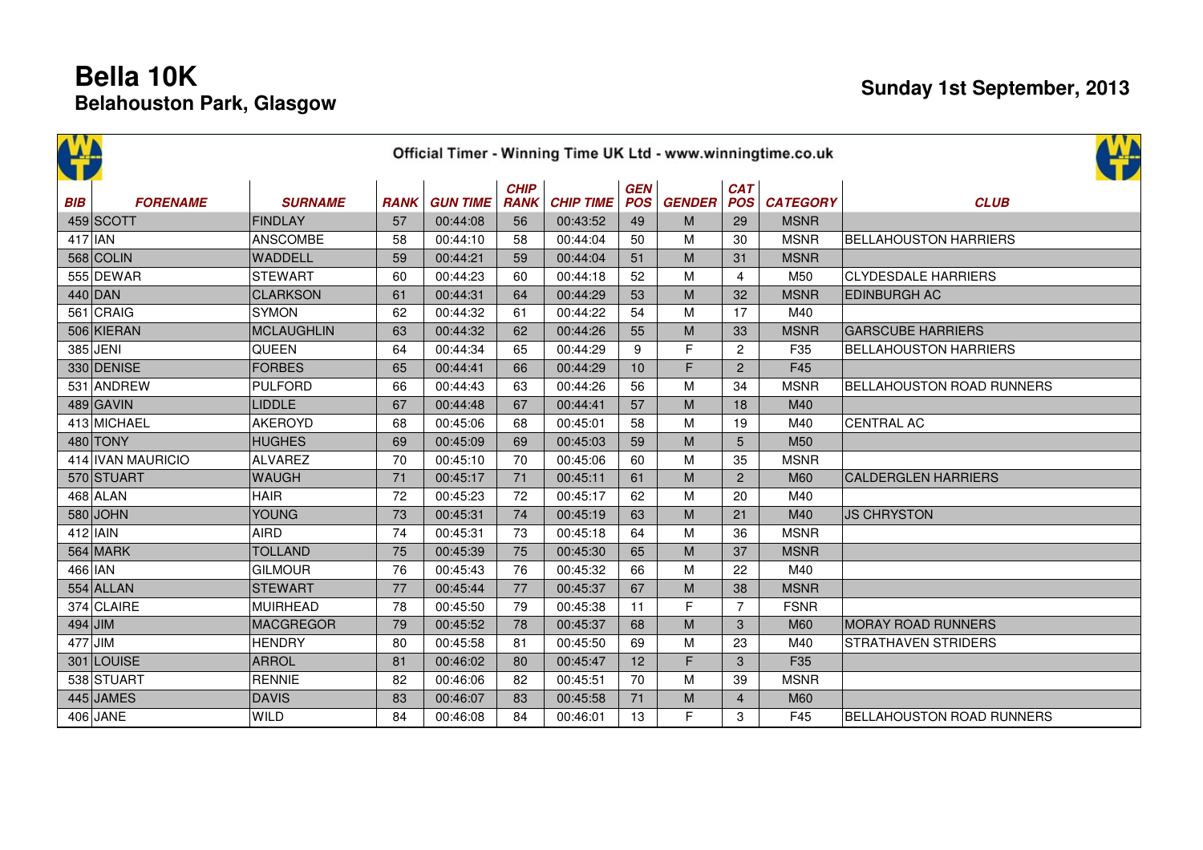# Bella 10K

## Belahouston Park, Glasgow

**Sunday 1st September, 2013**

Official Timer - Winning Time UK Ltd - www.winningtime.co.uk

| BIB | FORENAME | SURNAME | RANK | GUN TIME | CHIP RANK | CHIP TIME | GEN POS | GENDER | CAT POS | CATEGORY | CLUB |
|---|---|---|---|---|---|---|---|---|---|---|---|
| 459 | SCOTT | FINDLAY | 57 | 00:44:08 | 56 | 00:43:52 | 49 | M | 29 | MSNR | |
| 417 | IAN | ANSCOMBE | 58 | 00:44:10 | 58 | 00:44:04 | 50 | M | 30 | MSNR | BELLAHOUSTON HARRIERS |
| 568 | COLIN | WADDELL | 59 | 00:44:21 | 59 | 00:44:04 | 51 | M | 31 | MSNR | |
| 555 | DEWAR | STEWART | 60 | 00:44:23 | 60 | 00:44:18 | 52 | M | 4 | M50 | CLYDESDALE HARRIERS |
| 440 | DAN | CLARKSON | 61 | 00:44:31 | 64 | 00:44:29 | 53 | M | 32 | MSNR | EDINBURGH AC |
| 561 | CRAIG | SYMON | 62 | 00:44:32 | 61 | 00:44:22 | 54 | M | 17 | M40 | |
| 506 | KIERAN | MCLAUGHLIN | 63 | 00:44:32 | 62 | 00:44:26 | 55 | M | 33 | MSNR | GARSCUBE HARRIERS |
| 385 | JENI | QUEEN | 64 | 00:44:34 | 65 | 00:44:29 | 9 | F | 2 | F35 | BELLAHOUSTON HARRIERS |
| 330 | DENISE | FORBES | 65 | 00:44:41 | 66 | 00:44:29 | 10 | F | 2 | F45 | |
| 531 | ANDREW | PULFORD | 66 | 00:44:43 | 63 | 00:44:26 | 56 | M | 34 | MSNR | BELLAHOUSTON ROAD RUNNERS |
| 489 | GAVIN | LIDDLE | 67 | 00:44:48 | 67 | 00:44:41 | 57 | M | 18 | M40 | |
| 413 | MICHAEL | AKEROYD | 68 | 00:45:06 | 68 | 00:45:01 | 58 | M | 19 | M40 | CENTRAL AC |
| 480 | TONY | HUGHES | 69 | 00:45:09 | 69 | 00:45:03 | 59 | M | 5 | M50 | |
| 414 | IVAN MAURICIO | ALVAREZ | 70 | 00:45:10 | 70 | 00:45:06 | 60 | M | 35 | MSNR | |
| 570 | STUART | WAUGH | 71 | 00:45:17 | 71 | 00:45:11 | 61 | M | 2 | M60 | CALDERGLEN HARRIERS |
| 468 | ALAN | HAIR | 72 | 00:45:23 | 72 | 00:45:17 | 62 | M | 20 | M40 | |
| 580 | JOHN | YOUNG | 73 | 00:45:31 | 74 | 00:45:19 | 63 | M | 21 | M40 | JS CHRYSTON |
| 412 | IAIN | AIRD | 74 | 00:45:31 | 73 | 00:45:18 | 64 | M | 36 | MSNR | |
| 564 | MARK | TOLLAND | 75 | 00:45:39 | 75 | 00:45:30 | 65 | M | 37 | MSNR | |
| 466 | IAN | GILMOUR | 76 | 00:45:43 | 76 | 00:45:32 | 66 | M | 22 | M40 | |
| 554 | ALLAN | STEWART | 77 | 00:45:44 | 77 | 00:45:37 | 67 | M | 38 | MSNR | |
| 374 | CLAIRE | MUIRHEAD | 78 | 00:45:50 | 79 | 00:45:38 | 11 | F | 7 | FSNR | |
| 494 | JIM | MACGREGOR | 79 | 00:45:52 | 78 | 00:45:37 | 68 | M | 3 | M60 | MORAY ROAD RUNNERS |
| 477 | JIM | HENDRY | 80 | 00:45:58 | 81 | 00:45:50 | 69 | M | 23 | M40 | STRATHAVEN STRIDERS |
| 301 | LOUISE | ARROL | 81 | 00:46:02 | 80 | 00:45:47 | 12 | F | 3 | F35 | |
| 538 | STUART | RENNIE | 82 | 00:46:06 | 82 | 00:45:51 | 70 | M | 39 | MSNR | |
| 445 | JAMES | DAVIS | 83 | 00:46:07 | 83 | 00:45:58 | 71 | M | 4 | M60 | |
| 406 | JANE | WILD | 84 | 00:46:08 | 84 | 00:46:01 | 13 | F | 3 | F45 | BELLAHOUSTON ROAD RUNNERS |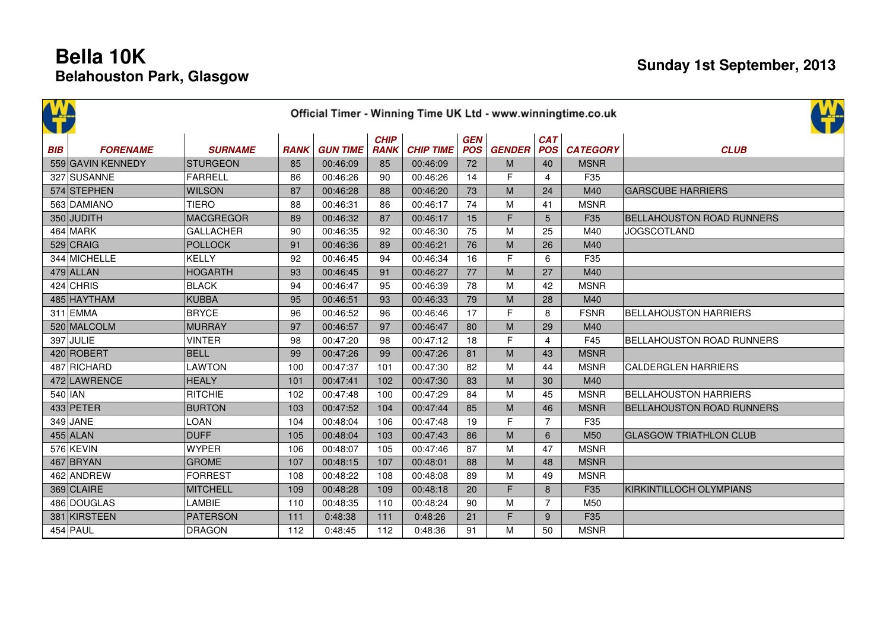# Bella 10K

## Belahouston Park, Glasgow

## Sunday 1st September, 2013

Official Timer - Winning Time UK Ltd - www.winningtime.co.uk

| BIB | FORENAME | SURNAME | RANK | GUN TIME | CHIP RANK | CHIP TIME | GEN POS | GENDER | CAT POS | CATEGORY | CLUB |
|---|---|---|---|---|---|---|---|---|---|---|---|
| 559 | GAVIN KENNEDY | STURGEON | 85 | 00:46:09 | 85 | 00:46:09 | 72 | M | 40 | MSNR | |
| 327 | SUSANNE | FARRELL | 86 | 00:46:26 | 90 | 00:46:26 | 14 | F | 4 | F35 | |
| 574 | STEPHEN | WILSON | 87 | 00:46:28 | 88 | 00:46:20 | 73 | M | 24 | M40 | GARSCUBE HARRIERS |
| 563 | DAMIANO | TIERO | 88 | 00:46:31 | 86 | 00:46:17 | 74 | M | 41 | MSNR | |
| 350 | JUDITH | MACGREGOR | 89 | 00:46:32 | 87 | 00:46:17 | 15 | F | 5 | F35 | BELLAHOUSTON ROAD RUNNERS |
| 464 | MARK | GALLACHER | 90 | 00:46:35 | 92 | 00:46:30 | 75 | M | 25 | M40 | JOGSCOTLAND |
| 529 | CRAIG | POLLOCK | 91 | 00:46:36 | 89 | 00:46:21 | 76 | M | 26 | M40 | |
| 344 | MICHELLE | KELLY | 92 | 00:46:45 | 94 | 00:46:34 | 16 | F | 6 | F35 | |
| 479 | ALLAN | HOGARTH | 93 | 00:46:45 | 91 | 00:46:27 | 77 | M | 27 | M40 | |
| 424 | CHRIS | BLACK | 94 | 00:46:47 | 95 | 00:46:39 | 78 | M | 42 | MSNR | |
| 485 | HAYTHAM | KUBBA | 95 | 00:46:51 | 93 | 00:46:33 | 79 | M | 28 | M40 | |
| 311 | EMMA | BRYCE | 96 | 00:46:52 | 96 | 00:46:46 | 17 | F | 8 | FSNR | BELLAHOUSTON HARRIERS |
| 520 | MALCOLM | MURRAY | 97 | 00:46:57 | 97 | 00:46:47 | 80 | M | 29 | M40 | |
| 397 | JULIE | VINTER | 98 | 00:47:20 | 98 | 00:47:12 | 18 | F | 4 | F45 | BELLAHOUSTON ROAD RUNNERS |
| 420 | ROBERT | BELL | 99 | 00:47:26 | 99 | 00:47:26 | 81 | M | 43 | MSNR | |
| 487 | RICHARD | LAWTON | 100 | 00:47:37 | 101 | 00:47:30 | 82 | M | 44 | MSNR | CALDERGLEN HARRIERS |
| 472 | LAWRENCE | HEALY | 101 | 00:47:41 | 102 | 00:47:30 | 83 | M | 30 | M40 | |
| 540 | IAN | RITCHIE | 102 | 00:47:48 | 100 | 00:47:29 | 84 | M | 45 | MSNR | BELLAHOUSTON HARRIERS |
| 433 | PETER | BURTON | 103 | 00:47:52 | 104 | 00:47:44 | 85 | M | 46 | MSNR | BELLAHOUSTON ROAD RUNNERS |
| 349 | JANE | LOAN | 104 | 00:48:04 | 106 | 00:47:48 | 19 | F | 7 | F35 | |
| 455 | ALAN | DUFF | 105 | 00:48:04 | 103 | 00:47:43 | 86 | M | 6 | M50 | GLASGOW TRIATHLON CLUB |
| 576 | KEVIN | WYPER | 106 | 00:48:07 | 105 | 00:47:46 | 87 | M | 47 | MSNR | |
| 467 | BRYAN | GROME | 107 | 00:48:15 | 107 | 00:48:01 | 88 | M | 48 | MSNR | |
| 462 | ANDREW | FORREST | 108 | 00:48:22 | 108 | 00:48:08 | 89 | M | 49 | MSNR | |
| 369 | CLAIRE | MITCHELL | 109 | 00:48:28 | 109 | 00:48:18 | 20 | F | 8 | F35 | KIRKINTILLOCH OLYMPIANS |
| 486 | DOUGLAS | LAMBIE | 110 | 00:48:35 | 110 | 00:48:24 | 90 | M | 7 | M50 | |
| 381 | KIRSTEEN | PATERSON | 111 | 0:48:38 | 111 | 0:48:26 | 21 | F | 9 | F35 | |
| 454 | PAUL | DRAGON | 112 | 0:48:45 | 112 | 0:48:36 | 91 | M | 50 | MSNR | |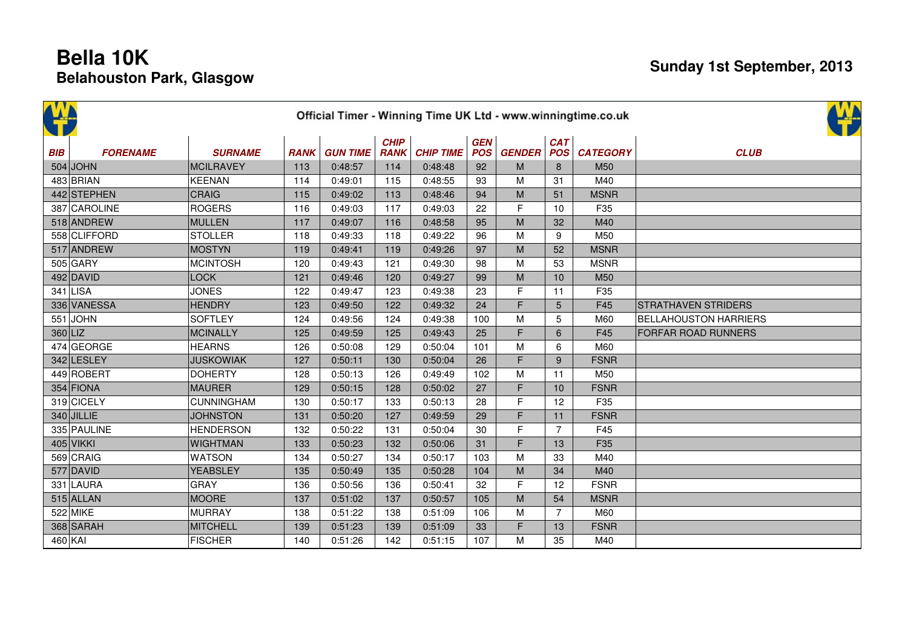# Bella 10K

## Belahouston Park, Glasgow

**Sunday 1st September, 2013**

Official Timer - Winning Time UK Ltd - www.winningtime.co.uk

| BIB | FORENAME | SURNAME | RANK | GUN TIME | CHIP RANK | CHIP TIME | GEN POS | GENDER | CAT POS | CATEGORY | CLUB |
|---|---|---|---|---|---|---|---|---|---|---|---|
| 504 | JOHN | MCILRAVEY | 113 | 0:48:57 | 114 | 0:48:48 | 92 | M | 8 | M50 | |
| 483 | BRIAN | KEENAN | 114 | 0:49:01 | 115 | 0:48:55 | 93 | M | 31 | M40 | |
| 442 | STEPHEN | CRAIG | 115 | 0:49:02 | 113 | 0:48:46 | 94 | M | 51 | MSNR | |
| 387 | CAROLINE | ROGERS | 116 | 0:49:03 | 117 | 0:49:03 | 22 | F | 10 | F35 | |
| 518 | ANDREW | MULLEN | 117 | 0:49:07 | 116 | 0:48:58 | 95 | M | 32 | M40 | |
| 558 | CLIFFORD | STOLLER | 118 | 0:49:33 | 118 | 0:49:22 | 96 | M | 9 | M50 | |
| 517 | ANDREW | MOSTYN | 119 | 0:49:41 | 119 | 0:49:26 | 97 | M | 52 | MSNR | |
| 505 | GARY | MCINTOSH | 120 | 0:49:43 | 121 | 0:49:30 | 98 | M | 53 | MSNR | |
| 492 | DAVID | LOCK | 121 | 0:49:46 | 120 | 0:49:27 | 99 | M | 10 | M50 | |
| 341 | LISA | JONES | 122 | 0:49:47 | 123 | 0:49:38 | 23 | F | 11 | F35 | |
| 336 | VANESSA | HENDRY | 123 | 0:49:50 | 122 | 0:49:32 | 24 | F | 5 | F45 | STRATHAVEN STRIDERS |
| 551 | JOHN | SOFTLEY | 124 | 0:49:56 | 124 | 0:49:38 | 100 | M | 5 | M60 | BELLAHOUSTON HARRIERS |
| 360 | LIZ | MCINALLY | 125 | 0:49:59 | 125 | 0:49:43 | 25 | F | 6 | F45 | FORFAR ROAD RUNNERS |
| 474 | GEORGE | HEARNS | 126 | 0:50:08 | 129 | 0:50:04 | 101 | M | 6 | M60 | |
| 342 | LESLEY | JUSKOWIAK | 127 | 0:50:11 | 130 | 0:50:04 | 26 | F | 9 | FSNR | |
| 449 | ROBERT | DOHERTY | 128 | 0:50:13 | 126 | 0:49:49 | 102 | M | 11 | M50 | |
| 354 | FIONA | MAURER | 129 | 0:50:15 | 128 | 0:50:02 | 27 | F | 10 | FSNR | |
| 319 | CICELY | CUNNINGHAM | 130 | 0:50:17 | 133 | 0:50:13 | 28 | F | 12 | F35 | |
| 340 | JILLIE | JOHNSTON | 131 | 0:50:20 | 127 | 0:49:59 | 29 | F | 11 | FSNR | |
| 335 | PAULINE | HENDERSON | 132 | 0:50:22 | 131 | 0:50:04 | 30 | F | 7 | F45 | |
| 405 | VIKKI | WIGHTMAN | 133 | 0:50:23 | 132 | 0:50:06 | 31 | F | 13 | F35 | |
| 569 | CRAIG | WATSON | 134 | 0:50:27 | 134 | 0:50:17 | 103 | M | 33 | M40 | |
| 577 | DAVID | YEABSLEY | 135 | 0:50:49 | 135 | 0:50:28 | 104 | M | 34 | M40 | |
| 331 | LAURA | GRAY | 136 | 0:50:56 | 136 | 0:50:41 | 32 | F | 12 | FSNR | |
| 515 | ALLAN | MOORE | 137 | 0:51:02 | 137 | 0:50:57 | 105 | M | 54 | MSNR | |
| 522 | MIKE | MURRAY | 138 | 0:51:22 | 138 | 0:51:09 | 106 | M | 7 | M60 | |
| 368 | SARAH | MITCHELL | 139 | 0:51:23 | 139 | 0:51:09 | 33 | F | 13 | FSNR | |
| 460 | KAI | FISCHER | 140 | 0:51:26 | 142 | 0:51:15 | 107 | M | 35 | M40 | |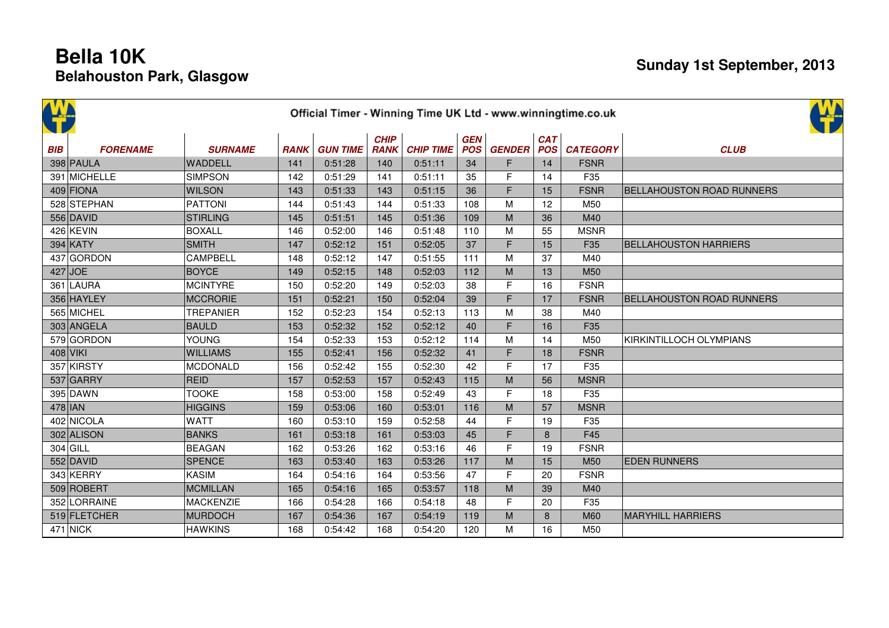# Bella 10K
## Belahouston Park, Glasgow

**Sunday 1st September, 2013**

Official Timer - Winning Time UK Ltd - www.winningtime.co.uk

| BIB | FORENAME | SURNAME | RANK | GUN TIME | CHIP RANK | CHIP TIME | GEN POS | GENDER | CAT POS | CATEGORY | CLUB |
|---|---|---|---|---|---|---|---|---|---|---|---|
| 398 | PAULA | WADDELL | 141 | 0:51:28 | 140 | 0:51:11 | 34 | F | 14 | FSNR | |
| 391 | MICHELLE | SIMPSON | 142 | 0:51:29 | 141 | 0:51:11 | 35 | F | 14 | F35 | |
| 409 | FIONA | WILSON | 143 | 0:51:33 | 143 | 0:51:15 | 36 | F | 15 | FSNR | BELLAHOUSTON ROAD RUNNERS |
| 528 | STEPHAN | PATTONI | 144 | 0:51:43 | 144 | 0:51:33 | 108 | M | 12 | M50 | |
| 556 | DAVID | STIRLING | 145 | 0:51:51 | 145 | 0:51:36 | 109 | M | 36 | M40 | |
| 426 | KEVIN | BOXALL | 146 | 0:52:00 | 146 | 0:51:48 | 110 | M | 55 | MSNR | |
| 394 | KATY | SMITH | 147 | 0:52:12 | 151 | 0:52:05 | 37 | F | 15 | F35 | BELLAHOUSTON HARRIERS |
| 437 | GORDON | CAMPBELL | 148 | 0:52:12 | 147 | 0:51:55 | 111 | M | 37 | M40 | |
| 427 | JOE | BOYCE | 149 | 0:52:15 | 148 | 0:52:03 | 112 | M | 13 | M50 | |
| 361 | LAURA | MCINTYRE | 150 | 0:52:20 | 149 | 0:52:03 | 38 | F | 16 | FSNR | |
| 356 | HAYLEY | MCCRORIE | 151 | 0:52:21 | 150 | 0:52:04 | 39 | F | 17 | FSNR | BELLAHOUSTON ROAD RUNNERS |
| 565 | MICHEL | TREPANIER | 152 | 0:52:23 | 154 | 0:52:13 | 113 | M | 38 | M40 | |
| 303 | ANGELA | BAULD | 153 | 0:52:32 | 152 | 0:52:12 | 40 | F | 16 | F35 | |
| 579 | GORDON | YOUNG | 154 | 0:52:33 | 153 | 0:52:12 | 114 | M | 14 | M50 | KIRKINTILLOCH OLYMPIANS |
| 408 | VIKI | WILLIAMS | 155 | 0:52:41 | 156 | 0:52:32 | 41 | F | 18 | FSNR | |
| 357 | KIRSTY | MCDONALD | 156 | 0:52:42 | 155 | 0:52:30 | 42 | F | 17 | F35 | |
| 537 | GARRY | REID | 157 | 0:52:53 | 157 | 0:52:43 | 115 | M | 56 | MSNR | |
| 395 | DAWN | TOOKE | 158 | 0:53:00 | 158 | 0:52:49 | 43 | F | 18 | F35 | |
| 478 | IAN | HIGGINS | 159 | 0:53:06 | 160 | 0:53:01 | 116 | M | 57 | MSNR | |
| 402 | NICOLA | WATT | 160 | 0:53:10 | 159 | 0:52:58 | 44 | F | 19 | F35 | |
| 302 | ALISON | BANKS | 161 | 0:53:18 | 161 | 0:53:03 | 45 | F | 8 | F45 | |
| 304 | GILL | BEAGAN | 162 | 0:53:26 | 162 | 0:53:16 | 46 | F | 19 | FSNR | |
| 552 | DAVID | SPENCE | 163 | 0:53:40 | 163 | 0:53:26 | 117 | M | 15 | M50 | EDEN RUNNERS |
| 343 | KERRY | KASIM | 164 | 0:54:16 | 164 | 0:53:56 | 47 | F | 20 | FSNR | |
| 509 | ROBERT | MCMILLAN | 165 | 0:54:16 | 165 | 0:53:57 | 118 | M | 39 | M40 | |
| 352 | LORRAINE | MACKENZIE | 166 | 0:54:28 | 166 | 0:54:18 | 48 | F | 20 | F35 | |
| 519 | FLETCHER | MURDOCH | 167 | 0:54:36 | 167 | 0:54:19 | 119 | M | 8 | M60 | MARYHILL HARRIERS |
| 471 | NICK | HAWKINS | 168 | 0:54:42 | 168 | 0:54:20 | 120 | M | 16 | M50 | |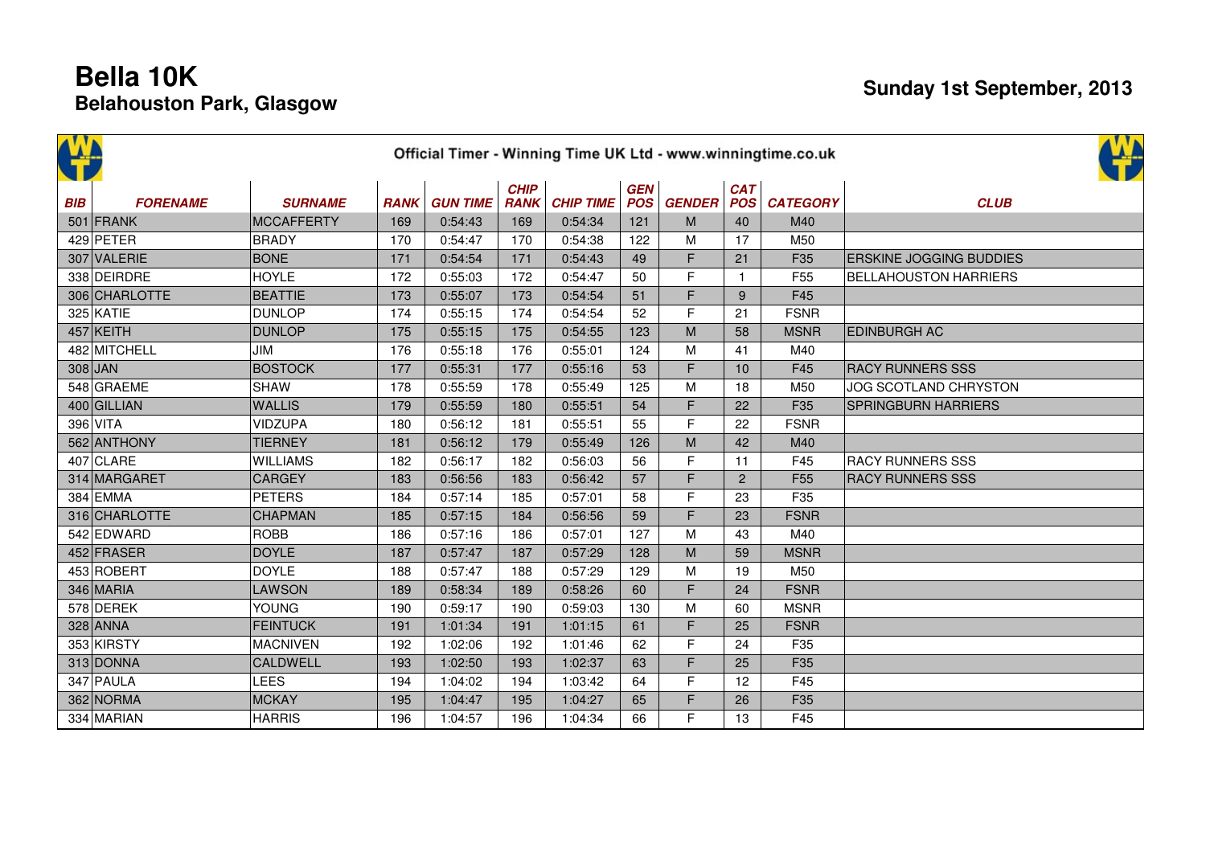# Bella 10K
## Belahouston Park, Glasgow

**Sunday 1st September, 2013**

Official Timer - Winning Time UK Ltd - www.winningtime.co.uk

| BIB | FORENAME | SURNAME | RANK | GUN TIME | CHIP RANK | CHIP TIME | GEN POS | GENDER | CAT POS | CATEGORY | CLUB |
|---|---|---|---|---|---|---|---|---|---|---|---|
| 501 | FRANK | MCCAFFERTY | 169 | 0:54:43 | 169 | 0:54:34 | 121 | M | 40 | M40 | |
| 429 | PETER | BRADY | 170 | 0:54:47 | 170 | 0:54:38 | 122 | M | 17 | M50 | |
| 307 | VALERIE | BONE | 171 | 0:54:54 | 171 | 0:54:43 | 49 | F | 21 | F35 | ERSKINE JOGGING BUDDIES |
| 338 | DEIRDRE | HOYLE | 172 | 0:55:03 | 172 | 0:54:47 | 50 | F | 1 | F55 | BELLAHOUSTON HARRIERS |
| 306 | CHARLOTTE | BEATTIE | 173 | 0:55:07 | 173 | 0:54:54 | 51 | F | 9 | F45 | |
| 325 | KATIE | DUNLOP | 174 | 0:55:15 | 174 | 0:54:54 | 52 | F | 21 | FSNR | |
| 457 | KEITH | DUNLOP | 175 | 0:55:15 | 175 | 0:54:55 | 123 | M | 58 | MSNR | EDINBURGH AC |
| 482 | MITCHELL | JIM | 176 | 0:55:18 | 176 | 0:55:01 | 124 | M | 41 | M40 | |
| 308 | JAN | BOSTOCK | 177 | 0:55:31 | 177 | 0:55:16 | 53 | F | 10 | F45 | RACY RUNNERS SSS |
| 548 | GRAEME | SHAW | 178 | 0:55:59 | 178 | 0:55:49 | 125 | M | 18 | M50 | JOG SCOTLAND CHRYSTON |
| 400 | GILLIAN | WALLIS | 179 | 0:55:59 | 180 | 0:55:51 | 54 | F | 22 | F35 | SPRINGBURN HARRIERS |
| 396 | VITA | VIDZUPA | 180 | 0:56:12 | 181 | 0:55:51 | 55 | F | 22 | FSNR | |
| 562 | ANTHONY | TIERNEY | 181 | 0:56:12 | 179 | 0:55:49 | 126 | M | 42 | M40 | |
| 407 | CLARE | WILLIAMS | 182 | 0:56:17 | 182 | 0:56:03 | 56 | F | 11 | F45 | RACY RUNNERS SSS |
| 314 | MARGARET | CARGEY | 183 | 0:56:56 | 183 | 0:56:42 | 57 | F | 2 | F55 | RACY RUNNERS SSS |
| 384 | EMMA | PETERS | 184 | 0:57:14 | 185 | 0:57:01 | 58 | F | 23 | F35 | |
| 316 | CHARLOTTE | CHAPMAN | 185 | 0:57:15 | 184 | 0:56:56 | 59 | F | 23 | FSNR | |
| 542 | EDWARD | ROBB | 186 | 0:57:16 | 186 | 0:57:01 | 127 | M | 43 | M40 | |
| 452 | FRASER | DOYLE | 187 | 0:57:47 | 187 | 0:57:29 | 128 | M | 59 | MSNR | |
| 453 | ROBERT | DOYLE | 188 | 0:57:47 | 188 | 0:57:29 | 129 | M | 19 | M50 | |
| 346 | MARIA | LAWSON | 189 | 0:58:34 | 189 | 0:58:26 | 60 | F | 24 | FSNR | |
| 578 | DEREK | YOUNG | 190 | 0:59:17 | 190 | 0:59:03 | 130 | M | 60 | MSNR | |
| 328 | ANNA | FEINTUCK | 191 | 1:01:34 | 191 | 1:01:15 | 61 | F | 25 | FSNR | |
| 353 | KIRSTY | MACNIVEN | 192 | 1:02:06 | 192 | 1:01:46 | 62 | F | 24 | F35 | |
| 313 | DONNA | CALDWELL | 193 | 1:02:50 | 193 | 1:02:37 | 63 | F | 25 | F35 | |
| 347 | PAULA | LEES | 194 | 1:04:02 | 194 | 1:03:42 | 64 | F | 12 | F45 | |
| 362 | NORMA | MCKAY | 195 | 1:04:47 | 195 | 1:04:27 | 65 | F | 26 | F35 | |
| 334 | MARIAN | HARRIS | 196 | 1:04:57 | 196 | 1:04:34 | 66 | F | 13 | F45 | |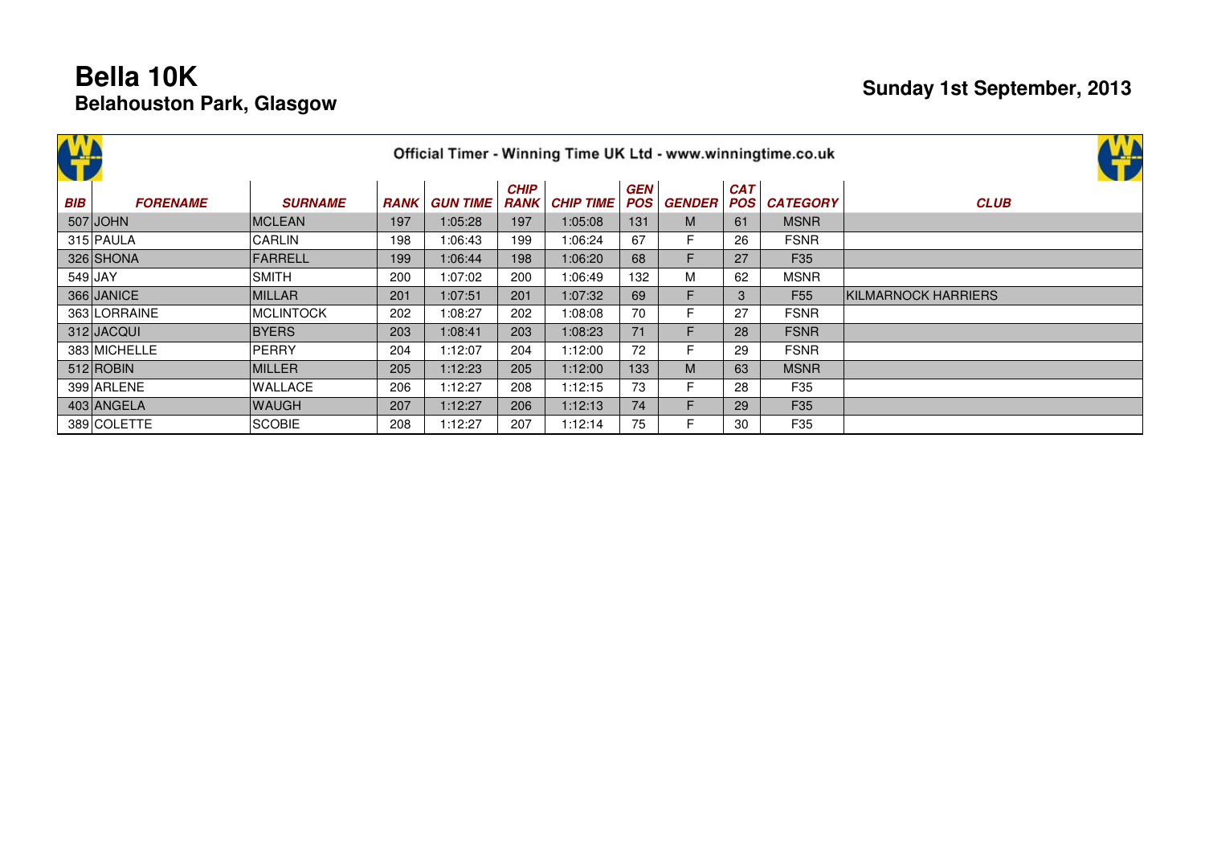# Bella 10K
## Belahouston Park, Glasgow

**Sunday 1st September, 2013**

Official Timer - Winning Time UK Ltd - www.winningtime.co.uk

| BIB | FORENAME | SURNAME | RANK | GUN TIME | CHIP RANK | CHIP TIME | GEN POS | GENDER | CAT POS | CATEGORY | CLUB |
|---|---|---|---|---|---|---|---|---|---|---|---|
| 507 | JOHN | MCLEAN | 197 | 1:05:28 | 197 | 1:05:08 | 131 | M | 61 | MSNR | |
| 315 | PAULA | CARLIN | 198 | 1:06:43 | 199 | 1:06:24 | 67 | F | 26 | FSNR | |
| 326 | SHONA | FARRELL | 199 | 1:06:44 | 198 | 1:06:20 | 68 | F | 27 | F35 | |
| 549 | JAY | SMITH | 200 | 1:07:02 | 200 | 1:06:49 | 132 | M | 62 | MSNR | |
| 366 | JANICE | MILLAR | 201 | 1:07:51 | 201 | 1:07:32 | 69 | F | 3 | F55 | KILMARNOCK HARRIERS |
| 363 | LORRAINE | MCLINTOCK | 202 | 1:08:27 | 202 | 1:08:08 | 70 | F | 27 | FSNR | |
| 312 | JACQUI | BYERS | 203 | 1:08:41 | 203 | 1:08:23 | 71 | F | 28 | FSNR | |
| 383 | MICHELLE | PERRY | 204 | 1:12:07 | 204 | 1:12:00 | 72 | F | 29 | FSNR | |
| 512 | ROBIN | MILLER | 205 | 1:12:23 | 205 | 1:12:00 | 133 | M | 63 | MSNR | |
| 399 | ARLENE | WALLACE | 206 | 1:12:27 | 208 | 1:12:15 | 73 | F | 28 | F35 | |
| 403 | ANGELA | WAUGH | 207 | 1:12:27 | 206 | 1:12:13 | 74 | F | 29 | F35 | |
| 389 | COLETTE | SCOBIE | 208 | 1:12:27 | 207 | 1:12:14 | 75 | F | 30 | F35 | |